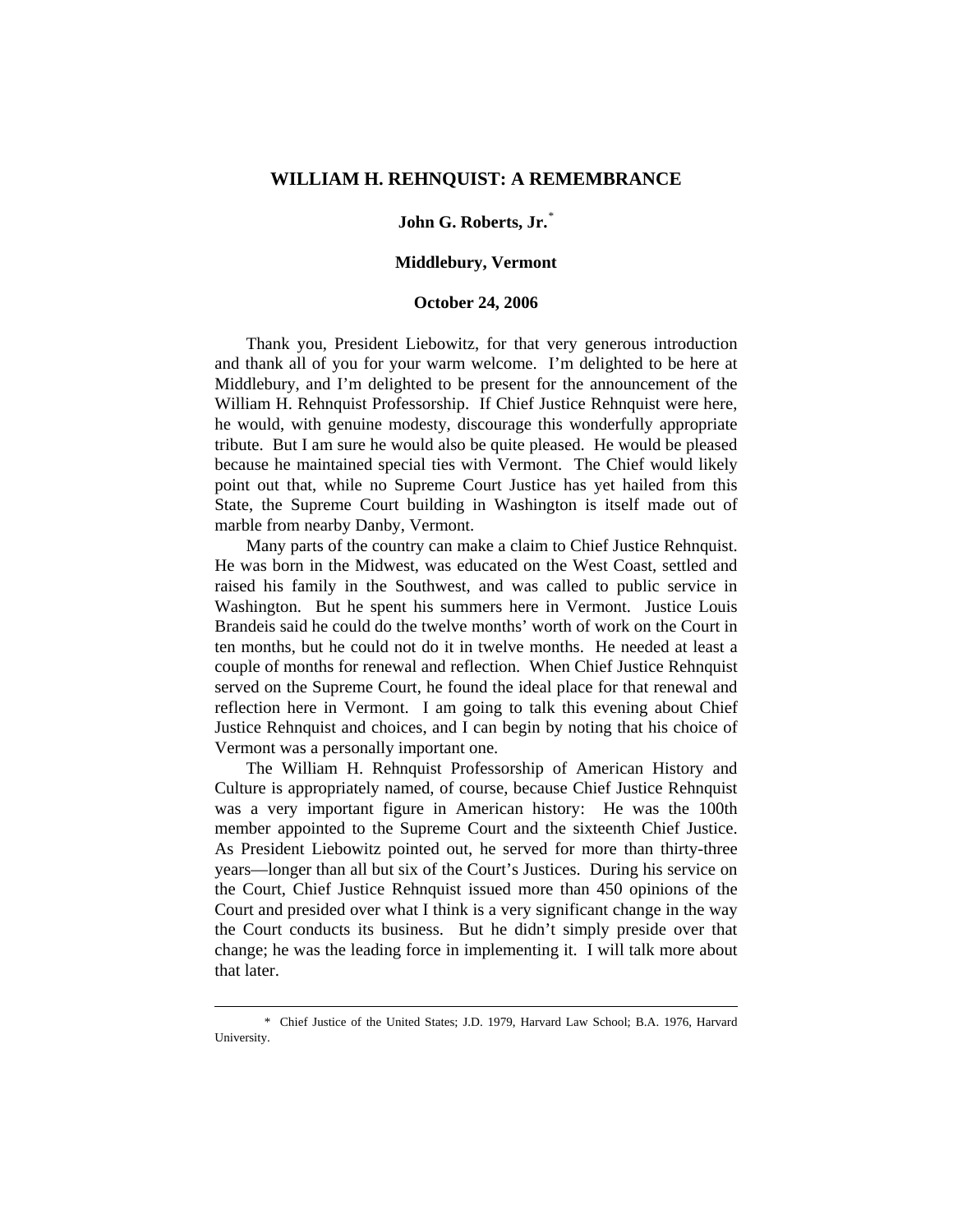# WILLIAM H. REHNQUIST: A REMEMBRANCE

**John G. Roberts, Jr.***

**Middlebury, Vermont**

**October 24, 2006**

Thank you, President Liebowitz, for that very generous introduction and thank all of you for your warm welcome. I'm delighted to be here at Middlebury, and I'm delighted to be present for the announcement of the William H. Rehnquist Professorship. If Chief Justice Rehnquist were here, he would, with genuine modesty, discourage this wonderfully appropriate tribute. But I am sure he would also be quite pleased. He would be pleased because he maintained special ties with Vermont. The Chief would likely point out that, while no Supreme Court Justice has yet hailed from this State, the Supreme Court building in Washington is itself made out of marble from nearby Danby, Vermont.

Many parts of the country can make a claim to Chief Justice Rehnquist. He was born in the Midwest, was educated on the West Coast, settled and raised his family in the Southwest, and was called to public service in Washington. But he spent his summers here in Vermont. Justice Louis Brandeis said he could do the twelve months' worth of work on the Court in ten months, but he could not do it in twelve months. He needed at least a couple of months for renewal and reflection. When Chief Justice Rehnquist served on the Supreme Court, he found the ideal place for that renewal and reflection here in Vermont. I am going to talk this evening about Chief Justice Rehnquist and choices, and I can begin by noting that his choice of Vermont was a personally important one.

The William H. Rehnquist Professorship of American History and Culture is appropriately named, of course, because Chief Justice Rehnquist was a very important figure in American history: He was the 100th member appointed to the Supreme Court and the sixteenth Chief Justice. As President Liebowitz pointed out, he served for more than thirty-three years—longer than all but six of the Court's Justices. During his service on the Court, Chief Justice Rehnquist issued more than 450 opinions of the Court and presided over what I think is a very significant change in the way the Court conducts its business. But he didn't simply preside over that change; he was the leading force in implementing it. I will talk more about that later.

---

\* Chief Justice of the United States; J.D. 1979, Harvard Law School; B.A. 1976, Harvard University.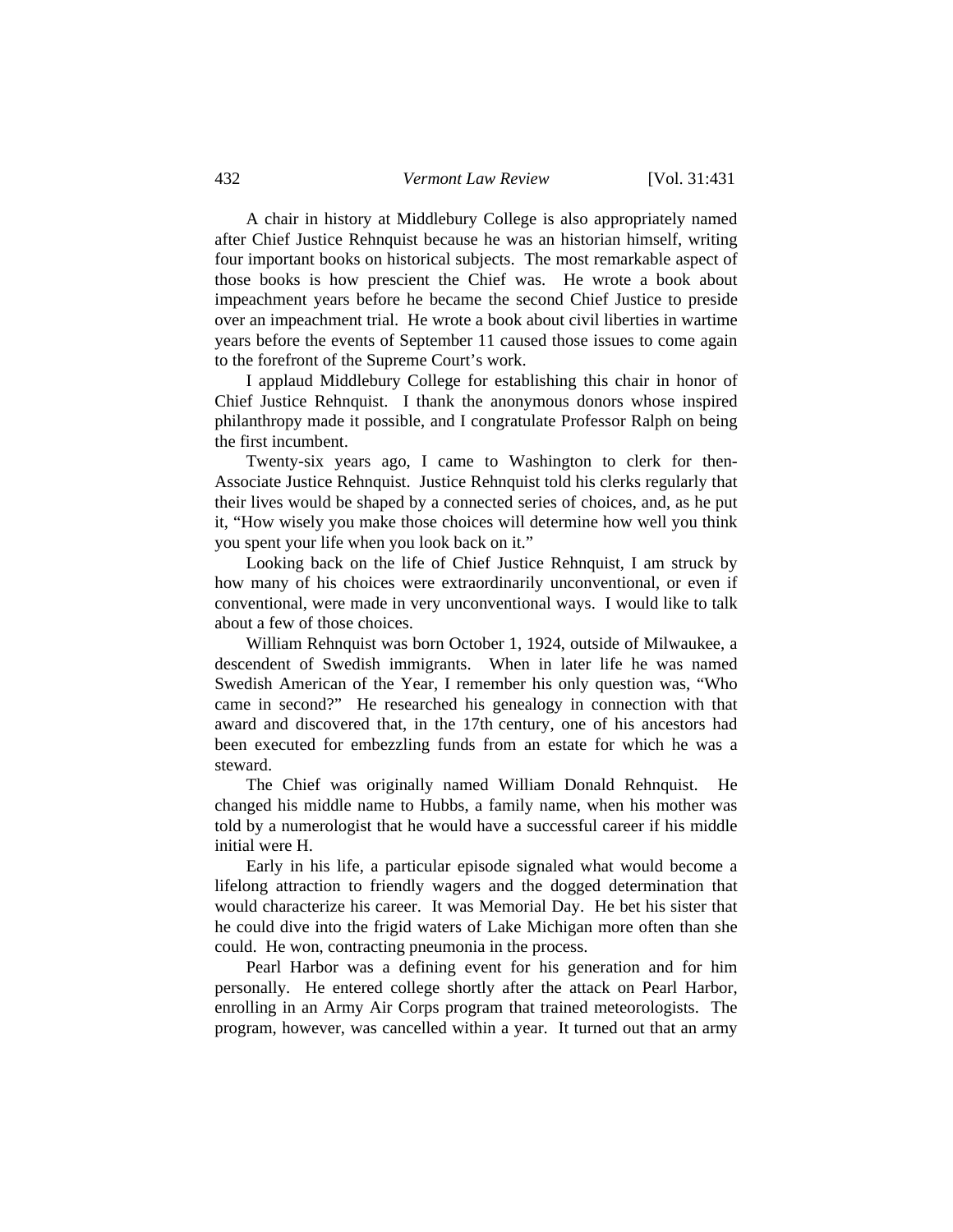A chair in history at Middlebury College is also appropriately named after Chief Justice Rehnquist because he was an historian himself, writing four important books on historical subjects. The most remarkable aspect of those books is how prescient the Chief was. He wrote a book about impeachment years before he became the second Chief Justice to preside over an impeachment trial. He wrote a book about civil liberties in wartime years before the events of September 11 caused those issues to come again to the forefront of the Supreme Court's work.

I applaud Middlebury College for establishing this chair in honor of Chief Justice Rehnquist. I thank the anonymous donors whose inspired philanthropy made it possible, and I congratulate Professor Ralph on being the first incumbent.

Twenty-six years ago, I came to Washington to clerk for then-Associate Justice Rehnquist. Justice Rehnquist told his clerks regularly that their lives would be shaped by a connected series of choices, and, as he put it, "How wisely you make those choices will determine how well you think you spent your life when you look back on it."

Looking back on the life of Chief Justice Rehnquist, I am struck by how many of his choices were extraordinarily unconventional, or even if conventional, were made in very unconventional ways. I would like to talk about a few of those choices.

William Rehnquist was born October 1, 1924, outside of Milwaukee, a descendent of Swedish immigrants. When in later life he was named Swedish American of the Year, I remember his only question was, "Who came in second?" He researched his genealogy in connection with that award and discovered that, in the 17th century, one of his ancestors had been executed for embezzling funds from an estate for which he was a steward.

The Chief was originally named William Donald Rehnquist. He changed his middle name to Hubbs, a family name, when his mother was told by a numerologist that he would have a successful career if his middle initial were H.

Early in his life, a particular episode signaled what would become a lifelong attraction to friendly wagers and the dogged determination that would characterize his career. It was Memorial Day. He bet his sister that he could dive into the frigid waters of Lake Michigan more often than she could. He won, contracting pneumonia in the process.

Pearl Harbor was a defining event for his generation and for him personally. He entered college shortly after the attack on Pearl Harbor, enrolling in an Army Air Corps program that trained meteorologists. The program, however, was cancelled within a year. It turned out that an army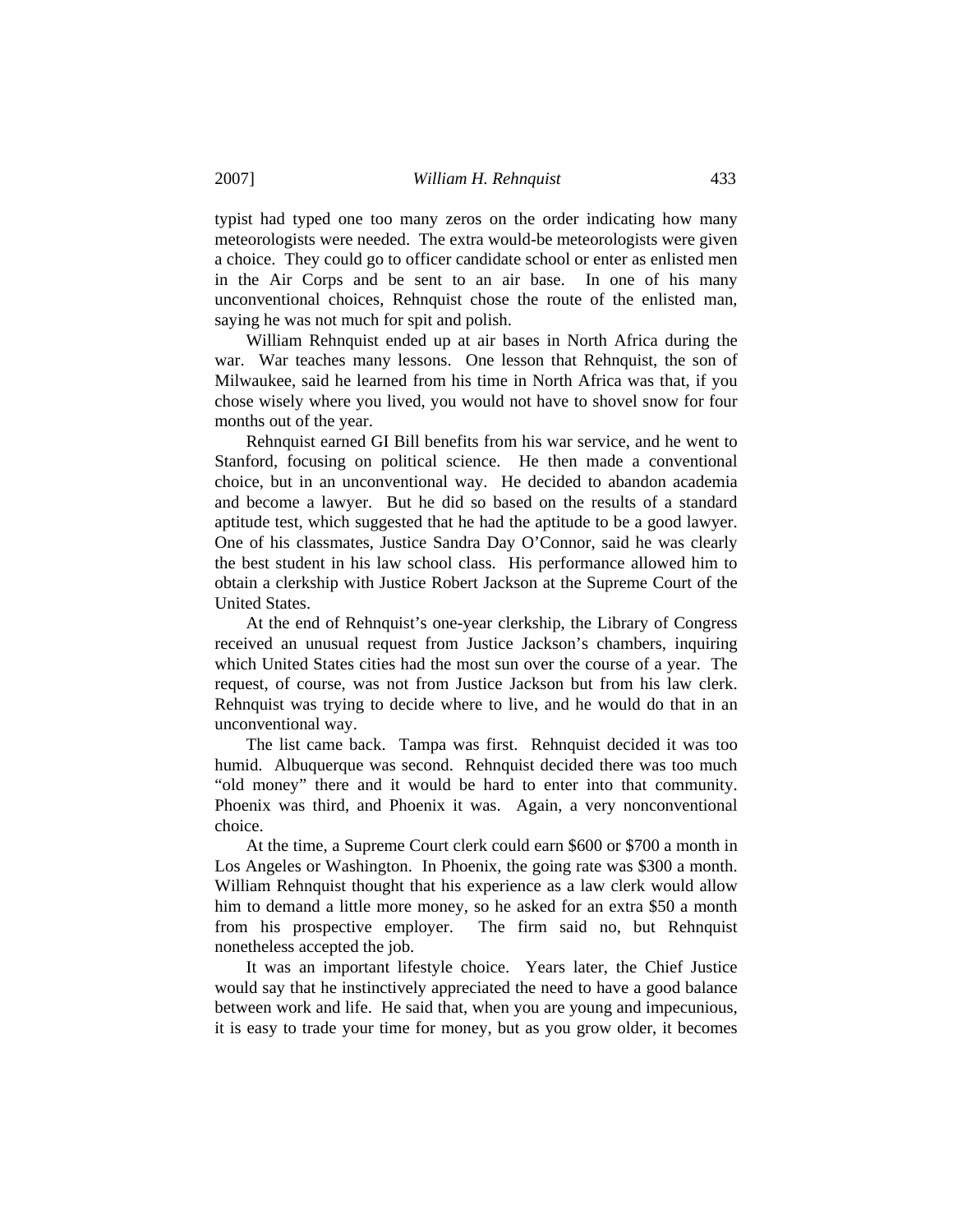typist had typed one too many zeros on the order indicating how many meteorologists were needed. The extra would-be meteorologists were given a choice. They could go to officer candidate school or enter as enlisted men in the Air Corps and be sent to an air base. In one of his many unconventional choices, Rehnquist chose the route of the enlisted man, saying he was not much for spit and polish.

William Rehnquist ended up at air bases in North Africa during the war. War teaches many lessons. One lesson that Rehnquist, the son of Milwaukee, said he learned from his time in North Africa was that, if you chose wisely where you lived, you would not have to shovel snow for four months out of the year.

Rehnquist earned GI Bill benefits from his war service, and he went to Stanford, focusing on political science. He then made a conventional choice, but in an unconventional way. He decided to abandon academia and become a lawyer. But he did so based on the results of a standard aptitude test, which suggested that he had the aptitude to be a good lawyer. One of his classmates, Justice Sandra Day O'Connor, said he was clearly the best student in his law school class. His performance allowed him to obtain a clerkship with Justice Robert Jackson at the Supreme Court of the United States.

At the end of Rehnquist's one-year clerkship, the Library of Congress received an unusual request from Justice Jackson's chambers, inquiring which United States cities had the most sun over the course of a year. The request, of course, was not from Justice Jackson but from his law clerk. Rehnquist was trying to decide where to live, and he would do that in an unconventional way.

The list came back. Tampa was first. Rehnquist decided it was too humid. Albuquerque was second. Rehnquist decided there was too much "old money" there and it would be hard to enter into that community. Phoenix was third, and Phoenix it was. Again, a very nonconventional choice.

At the time, a Supreme Court clerk could earn $600 or $700 a month in Los Angeles or Washington. In Phoenix, the going rate was $300 a month. William Rehnquist thought that his experience as a law clerk would allow him to demand a little more money, so he asked for an extra $50 a month from his prospective employer. The firm said no, but Rehnquist nonetheless accepted the job.

It was an important lifestyle choice. Years later, the Chief Justice would say that he instinctively appreciated the need to have a good balance between work and life. He said that, when you are young and impecunious, it is easy to trade your time for money, but as you grow older, it becomes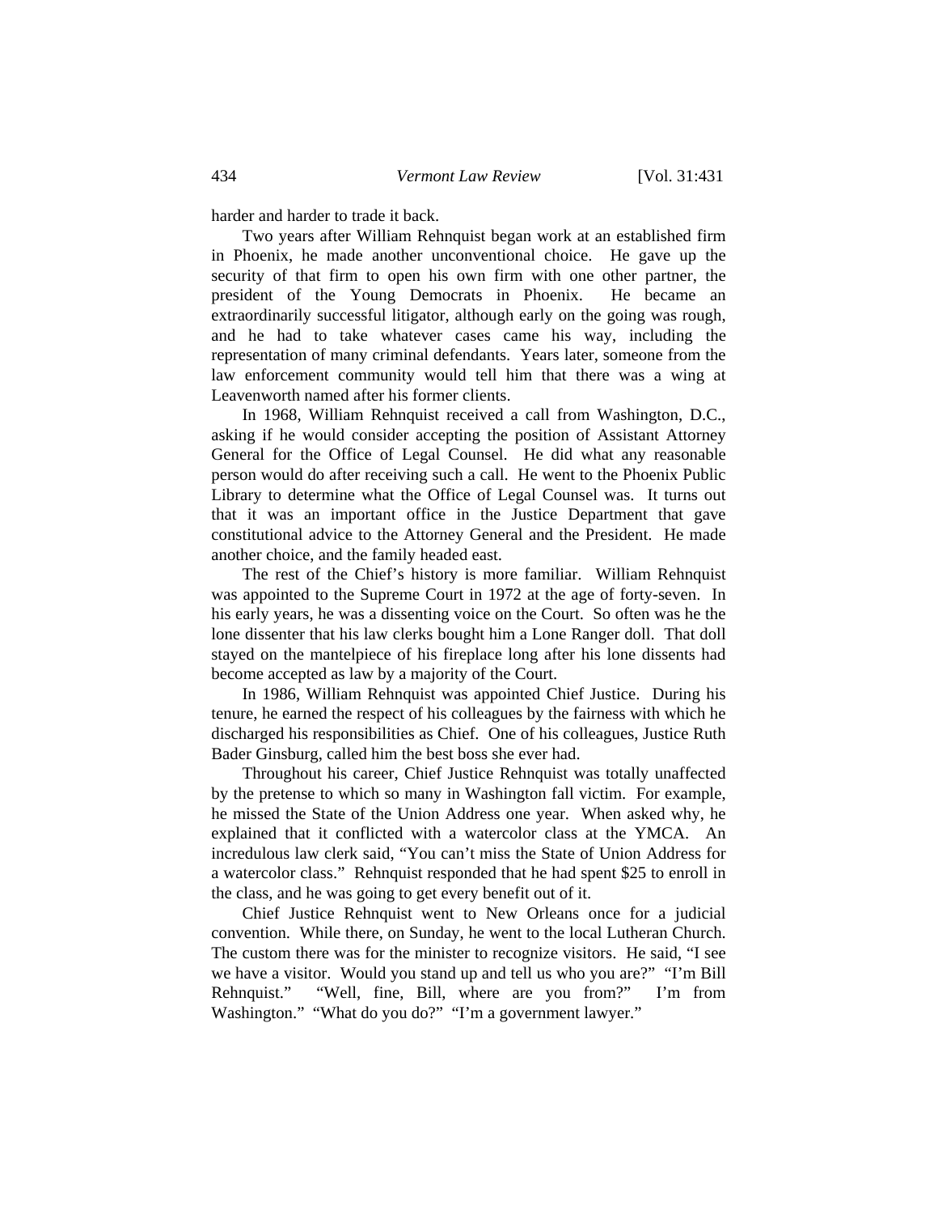harder and harder to trade it back.

Two years after William Rehnquist began work at an established firm in Phoenix, he made another unconventional choice. He gave up the security of that firm to open his own firm with one other partner, the president of the Young Democrats in Phoenix. He became an extraordinarily successful litigator, although early on the going was rough, and he had to take whatever cases came his way, including the representation of many criminal defendants. Years later, someone from the law enforcement community would tell him that there was a wing at Leavenworth named after his former clients.

In 1968, William Rehnquist received a call from Washington, D.C., asking if he would consider accepting the position of Assistant Attorney General for the Office of Legal Counsel. He did what any reasonable person would do after receiving such a call. He went to the Phoenix Public Library to determine what the Office of Legal Counsel was. It turns out that it was an important office in the Justice Department that gave constitutional advice to the Attorney General and the President. He made another choice, and the family headed east.

The rest of the Chief's history is more familiar. William Rehnquist was appointed to the Supreme Court in 1972 at the age of forty-seven. In his early years, he was a dissenting voice on the Court. So often was he the lone dissenter that his law clerks bought him a Lone Ranger doll. That doll stayed on the mantelpiece of his fireplace long after his lone dissents had become accepted as law by a majority of the Court.

In 1986, William Rehnquist was appointed Chief Justice. During his tenure, he earned the respect of his colleagues by the fairness with which he discharged his responsibilities as Chief. One of his colleagues, Justice Ruth Bader Ginsburg, called him the best boss she ever had.

Throughout his career, Chief Justice Rehnquist was totally unaffected by the pretense to which so many in Washington fall victim. For example, he missed the State of the Union Address one year. When asked why, he explained that it conflicted with a watercolor class at the YMCA. An incredulous law clerk said, "You can't miss the State of Union Address for a watercolor class." Rehnquist responded that he had spent $25 to enroll in the class, and he was going to get every benefit out of it.

Chief Justice Rehnquist went to New Orleans once for a judicial convention. While there, on Sunday, he went to the local Lutheran Church. The custom there was for the minister to recognize visitors. He said, "I see we have a visitor. Would you stand up and tell us who you are?" "I'm Bill Rehnquist." "Well, fine, Bill, where are you from?" I'm from Washington." "What do you do?" "I'm a government lawyer."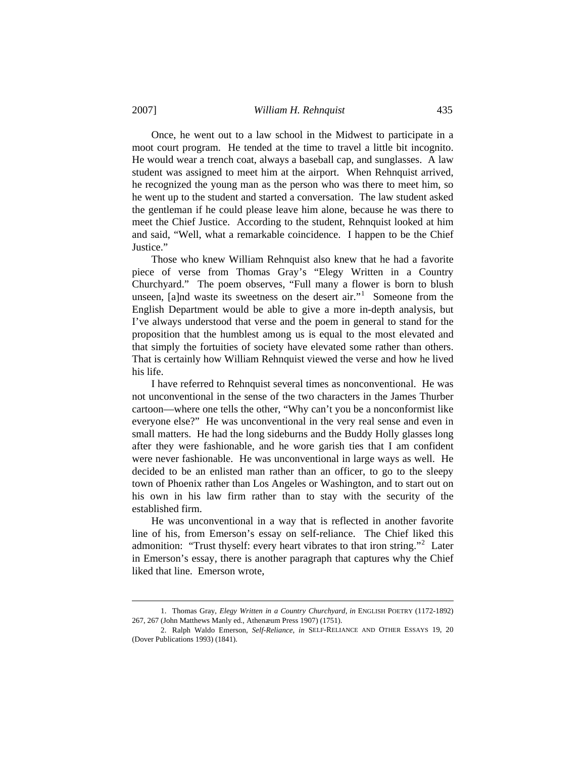Once, he went out to a law school in the Midwest to participate in a moot court program. He tended at the time to travel a little bit incognito. He would wear a trench coat, always a baseball cap, and sunglasses. A law student was assigned to meet him at the airport. When Rehnquist arrived, he recognized the young man as the person who was there to meet him, so he went up to the student and started a conversation. The law student asked the gentleman if he could please leave him alone, because he was there to meet the Chief Justice. According to the student, Rehnquist looked at him and said, "Well, what a remarkable coincidence. I happen to be the Chief Justice."

Those who knew William Rehnquist also knew that he had a favorite piece of verse from Thomas Gray's "Elegy Written in a Country Churchyard." The poem observes, "Full many a flower is born to blush unseen, [a]nd waste its sweetness on the desert air."[1] Someone from the English Department would be able to give a more in-depth analysis, but I've always understood that verse and the poem in general to stand for the proposition that the humblest among us is equal to the most elevated and that simply the fortuities of society have elevated some rather than others. That is certainly how William Rehnquist viewed the verse and how he lived his life.

I have referred to Rehnquist several times as nonconventional. He was not unconventional in the sense of the two characters in the James Thurber cartoon—where one tells the other, "Why can't you be a nonconformist like everyone else?" He was unconventional in the very real sense and even in small matters. He had the long sideburns and the Buddy Holly glasses long after they were fashionable, and he wore garish ties that I am confident were never fashionable. He was unconventional in large ways as well. He decided to be an enlisted man rather than an officer, to go to the sleepy town of Phoenix rather than Los Angeles or Washington, and to start out on his own in his law firm rather than to stay with the security of the established firm.

He was unconventional in a way that is reflected in another favorite line of his, from Emerson's essay on self-reliance. The Chief liked this admonition: "Trust thyself: every heart vibrates to that iron string."[2] Later in Emerson's essay, there is another paragraph that captures why the Chief liked that line. Emerson wrote,

---

1. Thomas Gray, *Elegy Written in a Country Churchyard*, *in* ENGLISH POETRY (1172-1892) 267, 267 (John Matthews Manly ed., Athenæum Press 1907) (1751).

2. Ralph Waldo Emerson, *Self-Reliance*, *in* SELF-RELIANCE AND OTHER ESSAYS 19, 20 (Dover Publications 1993) (1841).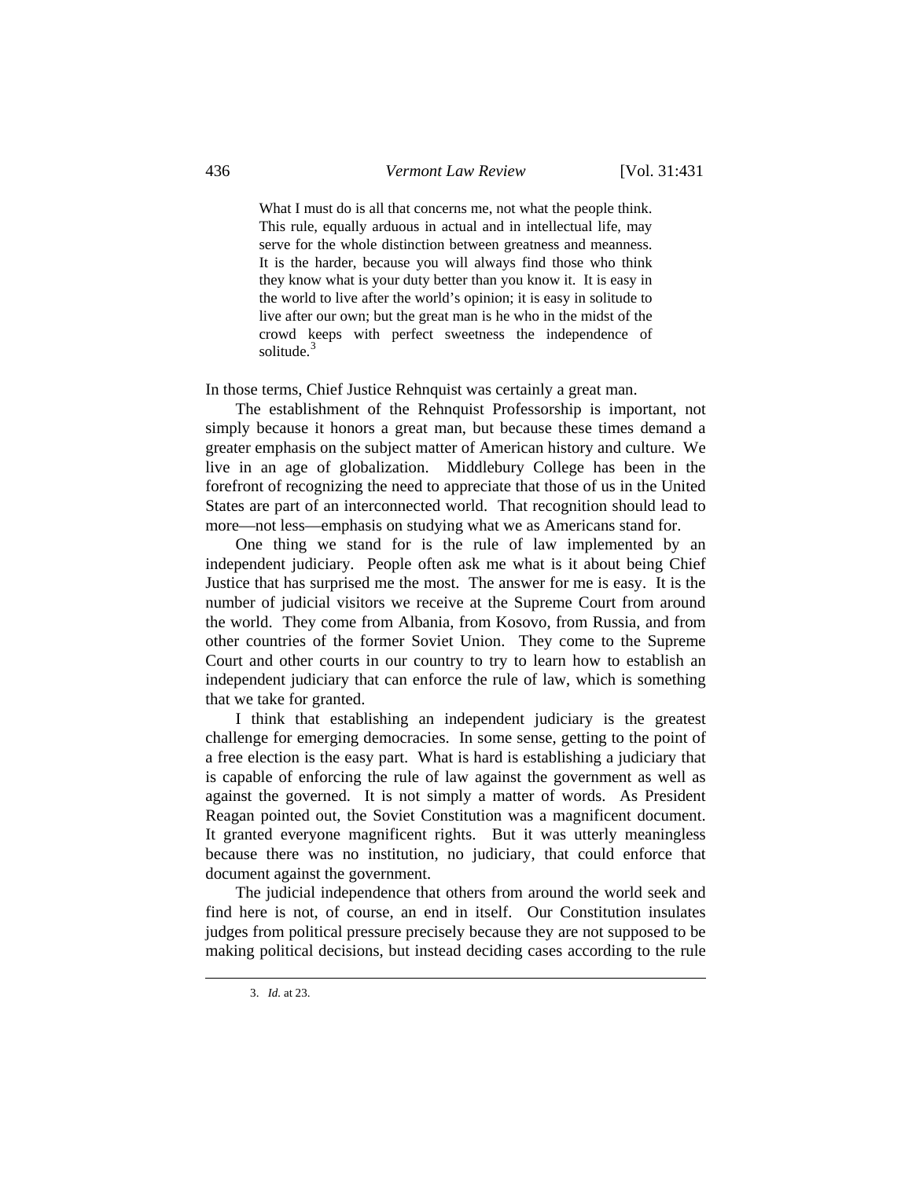> What I must do is all that concerns me, not what the people think. This rule, equally arduous in actual and in intellectual life, may serve for the whole distinction between greatness and meanness. It is the harder, because you will always find those who think they know what is your duty better than you know it. It is easy in the world to live after the world's opinion; it is easy in solitude to live after our own; but the great man is he who in the midst of the crowd keeps with perfect sweetness the independence of solitude.[3]

In those terms, Chief Justice Rehnquist was certainly a great man.

The establishment of the Rehnquist Professorship is important, not simply because it honors a great man, but because these times demand a greater emphasis on the subject matter of American history and culture. We live in an age of globalization. Middlebury College has been in the forefront of recognizing the need to appreciate that those of us in the United States are part of an interconnected world. That recognition should lead to more—not less—emphasis on studying what we as Americans stand for.

One thing we stand for is the rule of law implemented by an independent judiciary. People often ask me what is it about being Chief Justice that has surprised me the most. The answer for me is easy. It is the number of judicial visitors we receive at the Supreme Court from around the world. They come from Albania, from Kosovo, from Russia, and from other countries of the former Soviet Union. They come to the Supreme Court and other courts in our country to try to learn how to establish an independent judiciary that can enforce the rule of law, which is something that we take for granted.

I think that establishing an independent judiciary is the greatest challenge for emerging democracies. In some sense, getting to the point of a free election is the easy part. What is hard is establishing a judiciary that is capable of enforcing the rule of law against the government as well as against the governed. It is not simply a matter of words. As President Reagan pointed out, the Soviet Constitution was a magnificent document. It granted everyone magnificent rights. But it was utterly meaningless because there was no institution, no judiciary, that could enforce that document against the government.

The judicial independence that others from around the world seek and find here is not, of course, an end in itself. Our Constitution insulates judges from political pressure precisely because they are not supposed to be making political decisions, but instead deciding cases according to the rule

3. *Id.* at 23.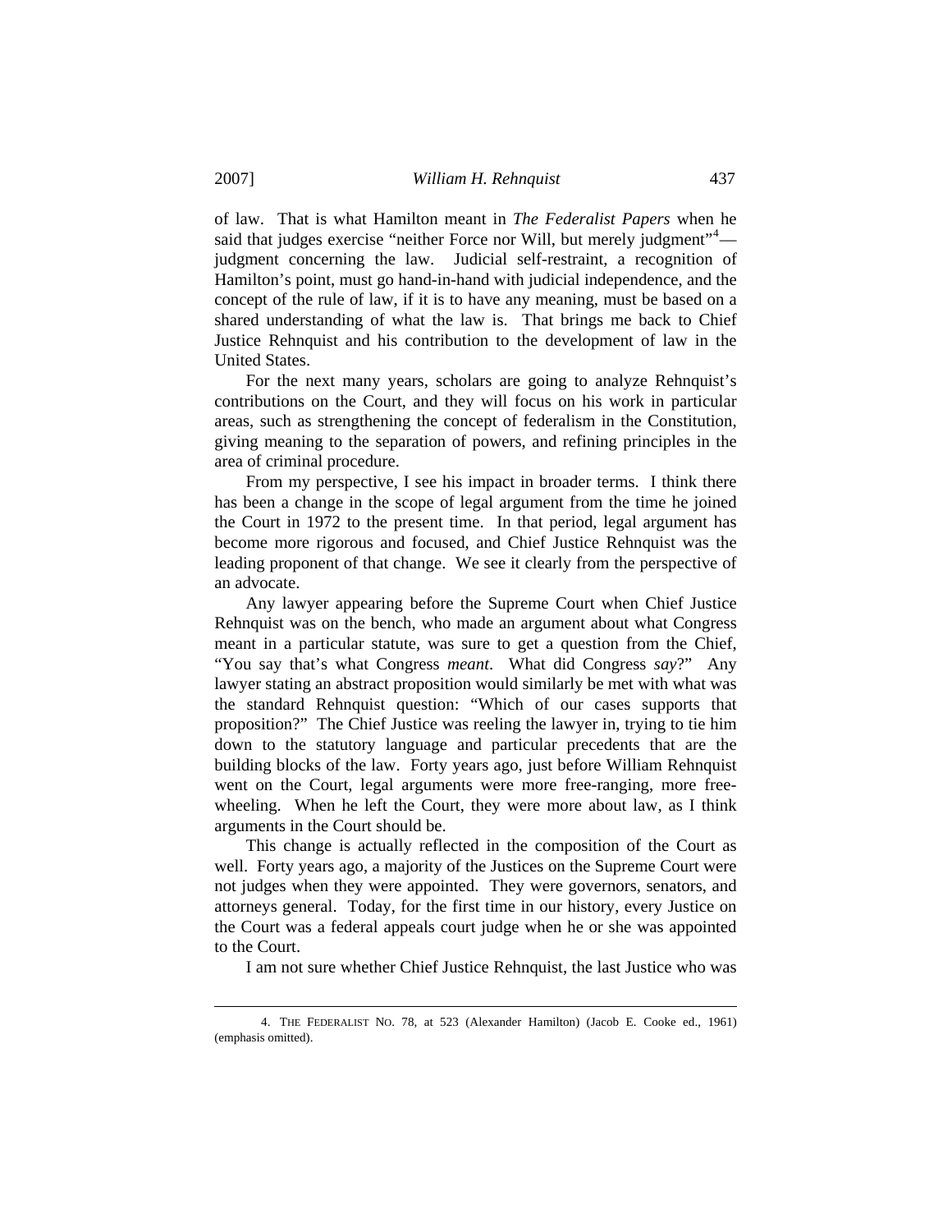of law. That is what Hamilton meant in *The Federalist Papers* when he said that judges exercise "neither Force nor Will, but merely judgment"[4]—judgment concerning the law. Judicial self-restraint, a recognition of Hamilton's point, must go hand-in-hand with judicial independence, and the concept of the rule of law, if it is to have any meaning, must be based on a shared understanding of what the law is. That brings me back to Chief Justice Rehnquist and his contribution to the development of law in the United States.

For the next many years, scholars are going to analyze Rehnquist's contributions on the Court, and they will focus on his work in particular areas, such as strengthening the concept of federalism in the Constitution, giving meaning to the separation of powers, and refining principles in the area of criminal procedure.

From my perspective, I see his impact in broader terms. I think there has been a change in the scope of legal argument from the time he joined the Court in 1972 to the present time. In that period, legal argument has become more rigorous and focused, and Chief Justice Rehnquist was the leading proponent of that change. We see it clearly from the perspective of an advocate.

Any lawyer appearing before the Supreme Court when Chief Justice Rehnquist was on the bench, who made an argument about what Congress meant in a particular statute, was sure to get a question from the Chief, "You say that's what Congress *meant*. What did Congress *say*?" Any lawyer stating an abstract proposition would similarly be met with what was the standard Rehnquist question: "Which of our cases supports that proposition?" The Chief Justice was reeling the lawyer in, trying to tie him down to the statutory language and particular precedents that are the building blocks of the law. Forty years ago, just before William Rehnquist went on the Court, legal arguments were more free-ranging, more free-wheeling. When he left the Court, they were more about law, as I think arguments in the Court should be.

This change is actually reflected in the composition of the Court as well. Forty years ago, a majority of the Justices on the Supreme Court were not judges when they were appointed. They were governors, senators, and attorneys general. Today, for the first time in our history, every Justice on the Court was a federal appeals court judge when he or she was appointed to the Court.

I am not sure whether Chief Justice Rehnquist, the last Justice who was

4. THE FEDERALIST NO. 78, at 523 (Alexander Hamilton) (Jacob E. Cooke ed., 1961) (emphasis omitted).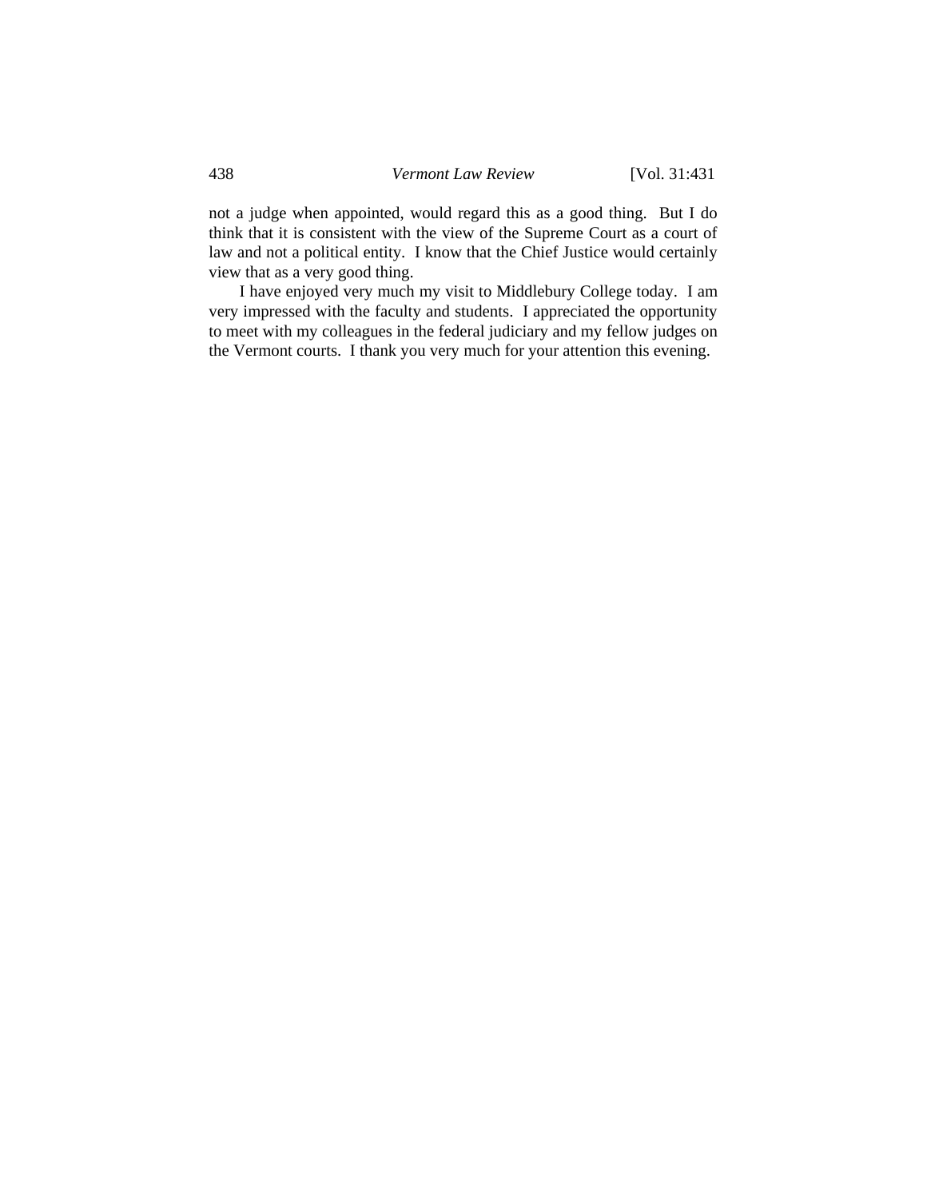not a judge when appointed, would regard this as a good thing. But I do think that it is consistent with the view of the Supreme Court as a court of law and not a political entity. I know that the Chief Justice would certainly view that as a very good thing.

I have enjoyed very much my visit to Middlebury College today. I am very impressed with the faculty and students. I appreciated the opportunity to meet with my colleagues in the federal judiciary and my fellow judges on the Vermont courts. I thank you very much for your attention this evening.